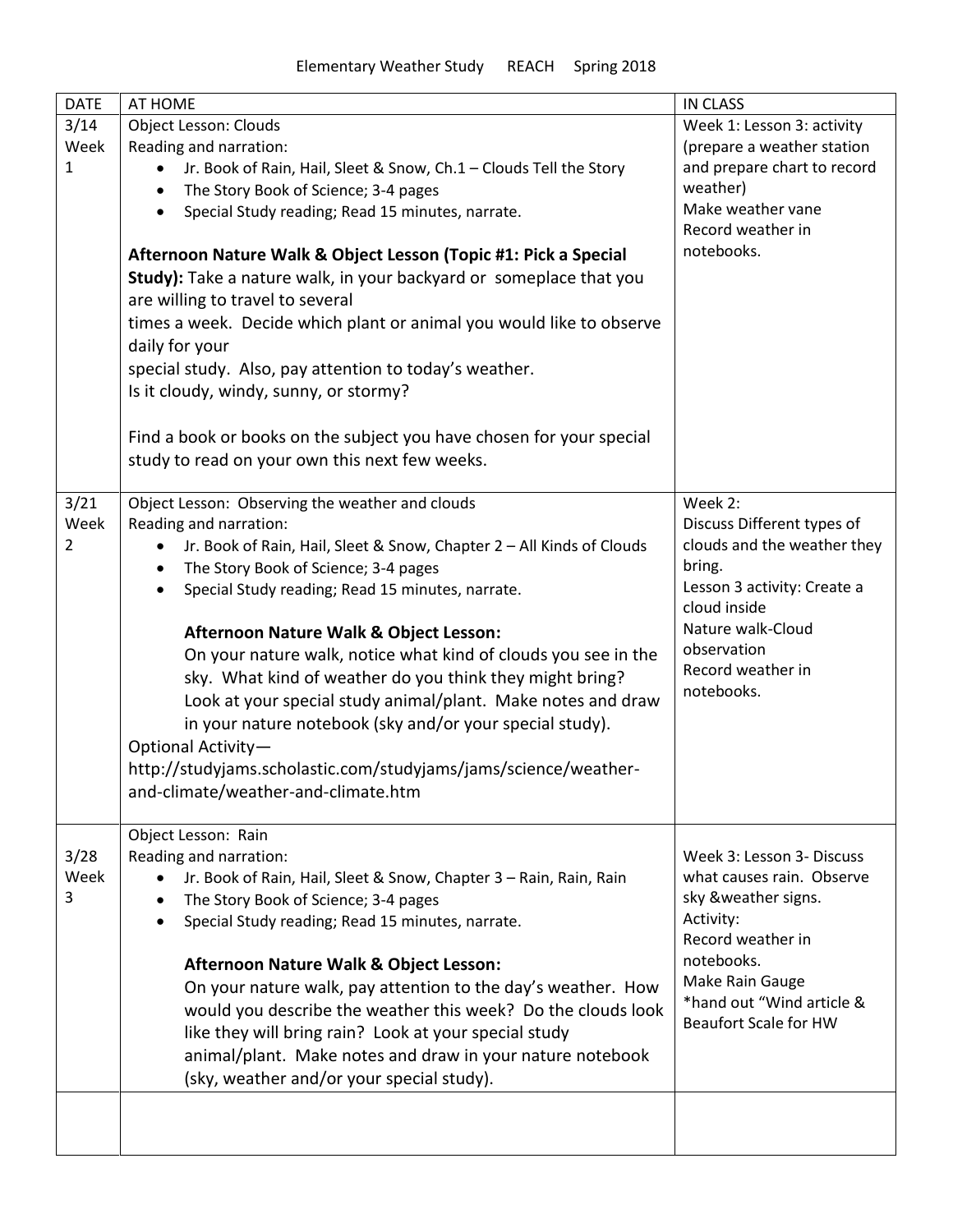Elementary Weather Study REACH Spring 2018

| DATE | AT HOME | IN CLASS |
|---|---|---|
| 3/14 Week 1 | Object Lesson: Clouds<br>Reading and narration:<br>• Jr. Book of Rain, Hail, Sleet & Snow, Ch.1 – Clouds Tell the Story<br>• The Story Book of Science; 3-4 pages<br>• Special Study reading; Read 15 minutes, narrate.<br><br>**Afternoon Nature Walk & Object Lesson (Topic #1: Pick a Special Study):** Take a nature walk, in your backyard or someplace that you are willing to travel to several times a week. Decide which plant or animal you would like to observe daily for your special study. Also, pay attention to today's weather. Is it cloudy, windy, sunny, or stormy?<br><br>Find a book or books on the subject you have chosen for your special study to read on your own this next few weeks. | Week 1: Lesson 3: activity (prepare a weather station and prepare chart to record weather)<br>Make weather vane<br>Record weather in notebooks. |
| 3/21 Week 2 | Object Lesson: Observing the weather and clouds<br>Reading and narration:<br>• Jr. Book of Rain, Hail, Sleet & Snow, Chapter 2 – All Kinds of Clouds<br>• The Story Book of Science; 3-4 pages<br>• Special Study reading; Read 15 minutes, narrate.<br><br>**Afternoon Nature Walk & Object Lesson:**<br>On your nature walk, notice what kind of clouds you see in the sky. What kind of weather do you think they might bring? Look at your special study animal/plant. Make notes and draw in your nature notebook (sky and/or your special study).<br>Optional Activity—<br>http://studyjams.scholastic.com/studyjams/jams/science/weather-and-climate/weather-and-climate.htm | Week 2:<br>Discuss Different types of clouds and the weather they bring.<br>Lesson 3 activity: Create a cloud inside<br>Nature walk-Cloud observation<br>Record weather in notebooks. |
| 3/28 Week 3 | Object Lesson: Rain<br>Reading and narration:<br>• Jr. Book of Rain, Hail, Sleet & Snow, Chapter 3 – Rain, Rain, Rain<br>• The Story Book of Science; 3-4 pages<br>• Special Study reading; Read 15 minutes, narrate.<br><br>**Afternoon Nature Walk & Object Lesson:**<br>On your nature walk, pay attention to the day's weather. How would you describe the weather this week? Do the clouds look like they will bring rain? Look at your special study animal/plant. Make notes and draw in your nature notebook (sky, weather and/or your special study). | Week 3: Lesson 3- Discuss what causes rain. Observe sky &weather signs.<br>Activity:<br>Record weather in notebooks.<br>Make Rain Gauge<br>*hand out "Wind article & Beaufort Scale for HW |
| | | |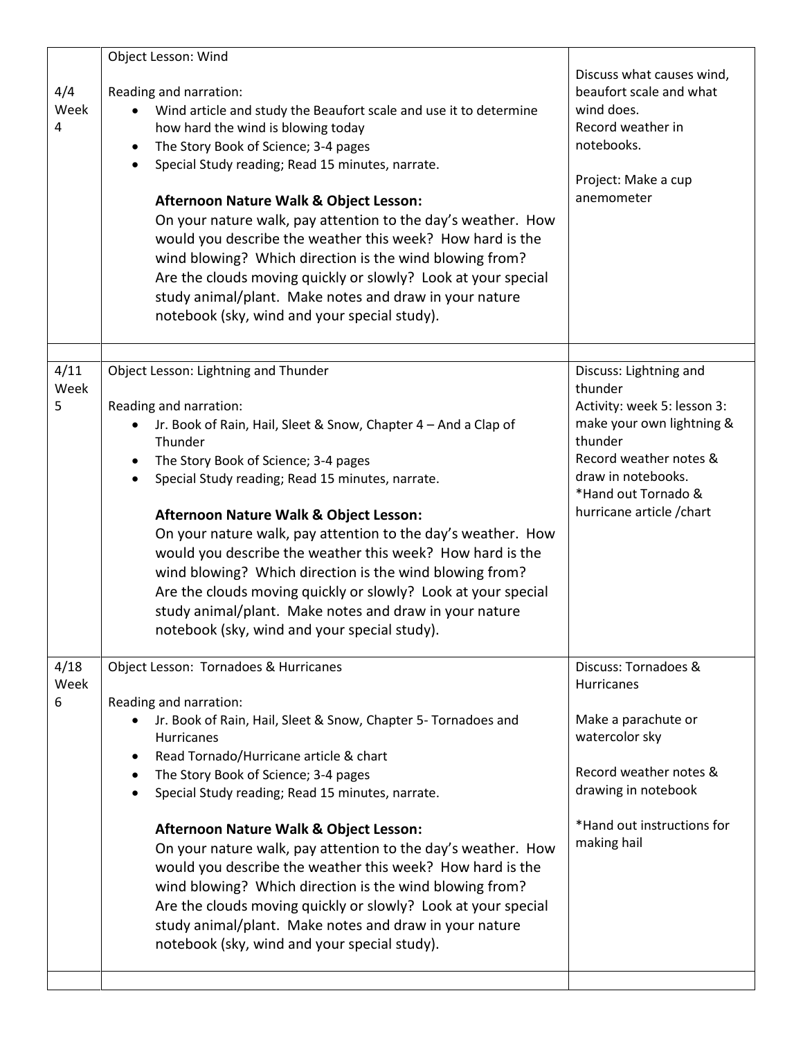| | | |
|---|---|---|
| 4/4 Week 4 | Object Lesson: Wind<br><br>Reading and narration:<br>• Wind article and study the Beaufort scale and use it to determine how hard the wind is blowing today<br>• The Story Book of Science; 3-4 pages<br>• Special Study reading; Read 15 minutes, narrate.<br><br>**Afternoon Nature Walk & Object Lesson:**<br>On your nature walk, pay attention to the day's weather. How would you describe the weather this week? How hard is the wind blowing? Which direction is the wind blowing from? Are the clouds moving quickly or slowly? Look at your special study animal/plant. Make notes and draw in your nature notebook (sky, wind and your special study). | Discuss what causes wind, beaufort scale and what wind does.<br>Record weather in notebooks.<br><br>Project: Make a cup anemometer |
| | | |
| 4/11 Week 5 | Object Lesson: Lightning and Thunder<br><br>Reading and narration:<br>• Jr. Book of Rain, Hail, Sleet & Snow, Chapter 4 – And a Clap of Thunder<br>• The Story Book of Science; 3-4 pages<br>• Special Study reading; Read 15 minutes, narrate.<br><br>**Afternoon Nature Walk & Object Lesson:**<br>On your nature walk, pay attention to the day's weather. How would you describe the weather this week? How hard is the wind blowing? Which direction is the wind blowing from? Are the clouds moving quickly or slowly? Look at your special study animal/plant. Make notes and draw in your nature notebook (sky, wind and your special study). | Discuss: Lightning and thunder<br>Activity: week 5: lesson 3: make your own lightning & thunder<br>Record weather notes & draw in notebooks.<br>*Hand out Tornado & hurricane article /chart |
| 4/18 Week 6 | Object Lesson: Tornadoes & Hurricanes<br><br>Reading and narration:<br>• Jr. Book of Rain, Hail, Sleet & Snow, Chapter 5- Tornadoes and Hurricanes<br>• Read Tornado/Hurricane article & chart<br>• The Story Book of Science; 3-4 pages<br>• Special Study reading; Read 15 minutes, narrate.<br><br>**Afternoon Nature Walk & Object Lesson:**<br>On your nature walk, pay attention to the day's weather. How would you describe the weather this week? How hard is the wind blowing? Which direction is the wind blowing from? Are the clouds moving quickly or slowly? Look at your special study animal/plant. Make notes and draw in your nature notebook (sky, wind and your special study). | Discuss: Tornadoes & Hurricanes<br><br>Make a parachute or watercolor sky<br><br>Record weather notes & drawing in notebook<br><br>*Hand out instructions for making hail |
| | | |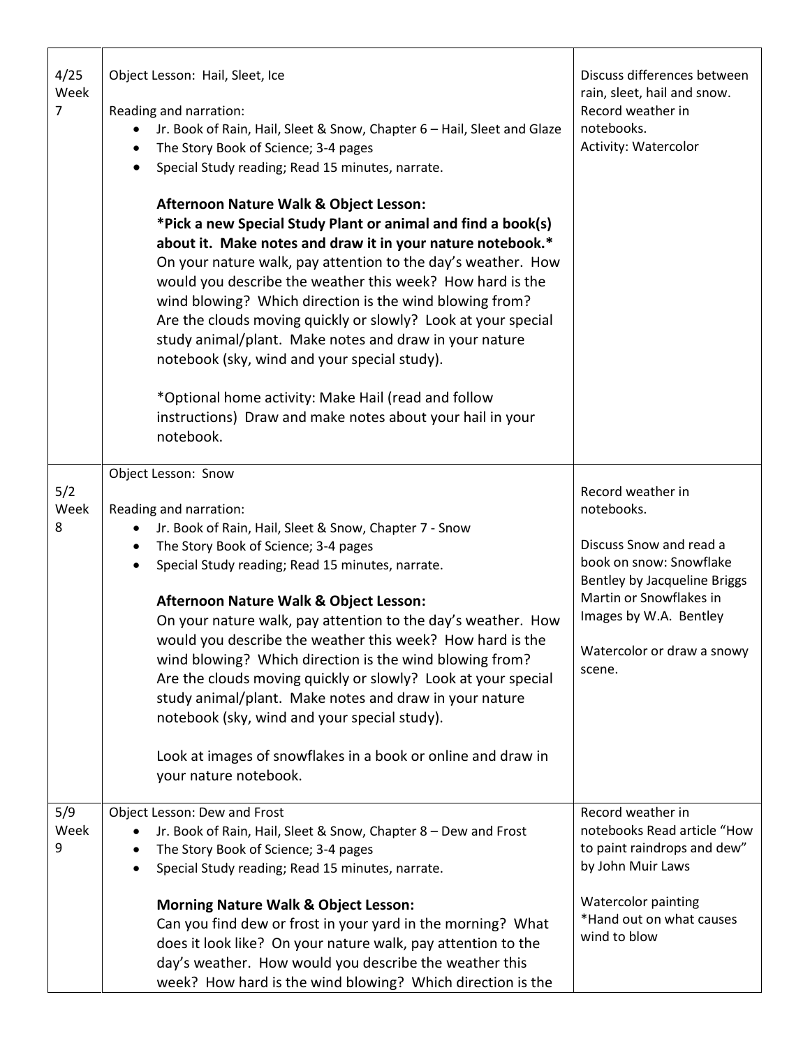| | | |
|---|---|---|
| 4/25 Week 7 | Object Lesson: Hail, Sleet, Ice<br><br>Reading and narration:<br>• Jr. Book of Rain, Hail, Sleet & Snow, Chapter 6 – Hail, Sleet and Glaze<br>• The Story Book of Science; 3-4 pages<br>• Special Study reading; Read 15 minutes, narrate.<br><br>**Afternoon Nature Walk & Object Lesson:**<br>**\*Pick a new Special Study Plant or animal and find a book(s) about it. Make notes and draw it in your nature notebook.\***<br>On your nature walk, pay attention to the day's weather. How would you describe the weather this week? How hard is the wind blowing? Which direction is the wind blowing from? Are the clouds moving quickly or slowly? Look at your special study animal/plant. Make notes and draw in your nature notebook (sky, wind and your special study).<br><br>\*Optional home activity: Make Hail (read and follow instructions) Draw and make notes about your hail in your notebook. | Discuss differences between rain, sleet, hail and snow.<br>Record weather in notebooks.<br>Activity: Watercolor |
| 5/2 Week 8 | Object Lesson: Snow<br><br>Reading and narration:<br>• Jr. Book of Rain, Hail, Sleet & Snow, Chapter 7 - Snow<br>• The Story Book of Science; 3-4 pages<br>• Special Study reading; Read 15 minutes, narrate.<br><br>**Afternoon Nature Walk & Object Lesson:**<br>On your nature walk, pay attention to the day's weather. How would you describe the weather this week? How hard is the wind blowing? Which direction is the wind blowing from? Are the clouds moving quickly or slowly? Look at your special study animal/plant. Make notes and draw in your nature notebook (sky, wind and your special study).<br><br>Look at images of snowflakes in a book or online and draw in your nature notebook. | Record weather in notebooks.<br><br>Discuss Snow and read a book on snow: Snowflake Bentley by Jacqueline Briggs Martin or Snowflakes in Images by W.A. Bentley<br><br>Watercolor or draw a snowy scene. |
| 5/9 Week 9 | Object Lesson: Dew and Frost<br>• Jr. Book of Rain, Hail, Sleet & Snow, Chapter 8 – Dew and Frost<br>• The Story Book of Science; 3-4 pages<br>• Special Study reading; Read 15 minutes, narrate.<br><br>**Morning Nature Walk & Object Lesson:**<br>Can you find dew or frost in your yard in the morning? What does it look like? On your nature walk, pay attention to the day's weather. How would you describe the weather this week? How hard is the wind blowing? Which direction is the | Record weather in notebooks Read article "How to paint raindrops and dew" by John Muir Laws<br><br>Watercolor painting<br>\*Hand out on what causes wind to blow |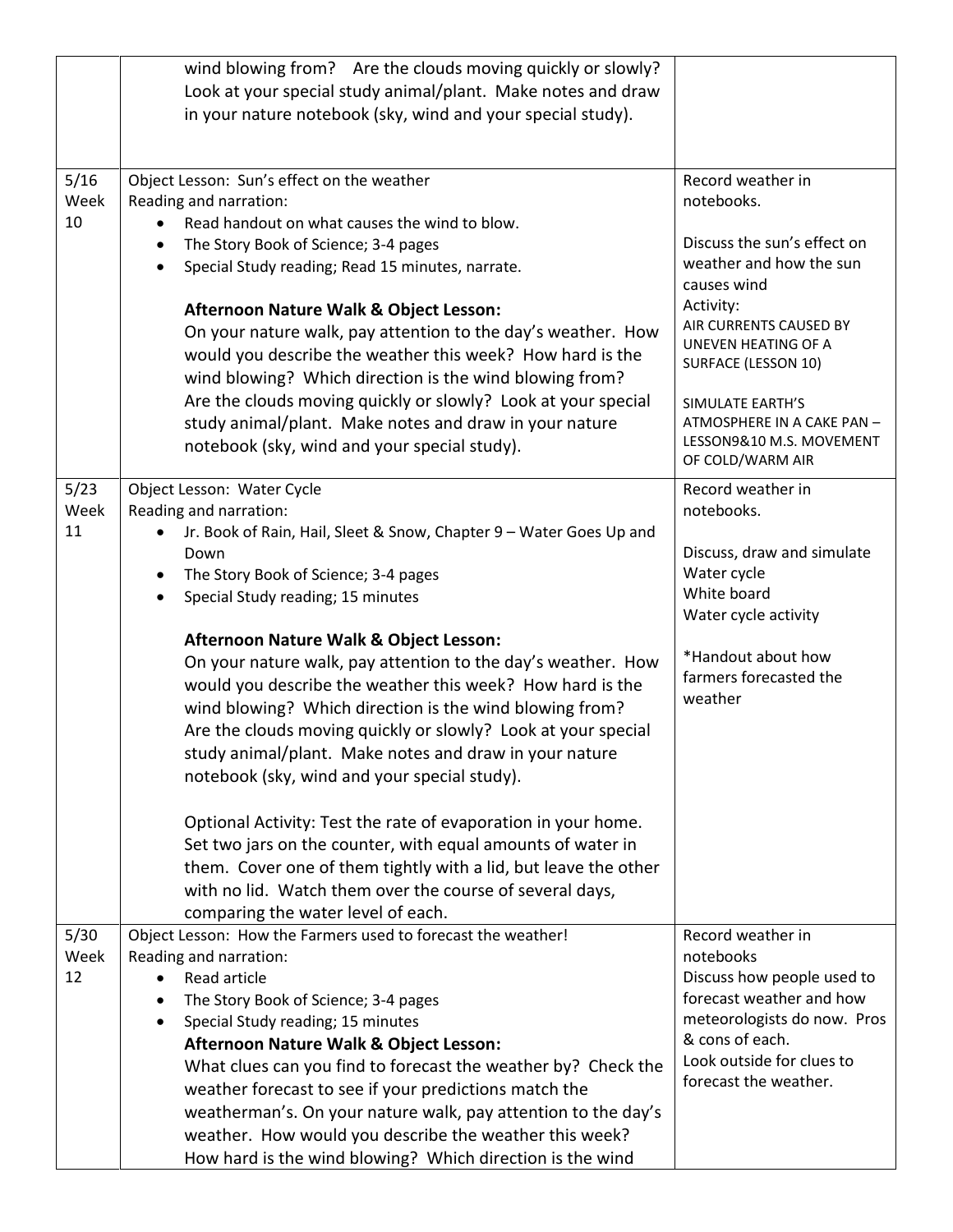| | | |
|---|---|---|
| | wind blowing from? Are the clouds moving quickly or slowly? Look at your special study animal/plant. Make notes and draw in your nature notebook (sky, wind and your special study). | |
| 5/16 Week 10 | Object Lesson: Sun's effect on the weather<br>Reading and narration:<br>• Read handout on what causes the wind to blow.<br>• The Story Book of Science; 3-4 pages<br>• Special Study reading; Read 15 minutes, narrate.<br><br>**Afternoon Nature Walk & Object Lesson:**<br>On your nature walk, pay attention to the day's weather. How would you describe the weather this week? How hard is the wind blowing? Which direction is the wind blowing from? Are the clouds moving quickly or slowly? Look at your special study animal/plant. Make notes and draw in your nature notebook (sky, wind and your special study). | Record weather in notebooks.<br><br>Discuss the sun's effect on weather and how the sun causes wind<br>Activity:<br>AIR CURRENTS CAUSED BY UNEVEN HEATING OF A SURFACE (LESSON 10)<br><br>SIMULATE EARTH'S ATMOSPHERE IN A CAKE PAN – LESSON9&10 M.S. MOVEMENT OF COLD/WARM AIR |
| 5/23 Week 11 | Object Lesson: Water Cycle<br>Reading and narration:<br>• Jr. Book of Rain, Hail, Sleet & Snow, Chapter 9 – Water Goes Up and Down<br>• The Story Book of Science; 3-4 pages<br>• Special Study reading; 15 minutes<br><br>**Afternoon Nature Walk & Object Lesson:**<br>On your nature walk, pay attention to the day's weather. How would you describe the weather this week? How hard is the wind blowing? Which direction is the wind blowing from? Are the clouds moving quickly or slowly? Look at your special study animal/plant. Make notes and draw in your nature notebook (sky, wind and your special study).<br><br>Optional Activity: Test the rate of evaporation in your home. Set two jars on the counter, with equal amounts of water in them. Cover one of them tightly with a lid, but leave the other with no lid. Watch them over the course of several days, comparing the water level of each. | Record weather in notebooks.<br><br>Discuss, draw and simulate Water cycle<br>White board<br>Water cycle activity<br><br>*Handout about how farmers forecasted the weather |
| 5/30 Week 12 | Object Lesson: How the Farmers used to forecast the weather!<br>Reading and narration:<br>• Read article<br>• The Story Book of Science; 3-4 pages<br>• Special Study reading; 15 minutes<br>**Afternoon Nature Walk & Object Lesson:**<br>What clues can you find to forecast the weather by? Check the weather forecast to see if your predictions match the weatherman's. On your nature walk, pay attention to the day's weather. How would you describe the weather this week? How hard is the wind blowing? Which direction is the wind | Record weather in notebooks<br>Discuss how people used to forecast weather and how meteorologists do now. Pros & cons of each.<br>Look outside for clues to forecast the weather. |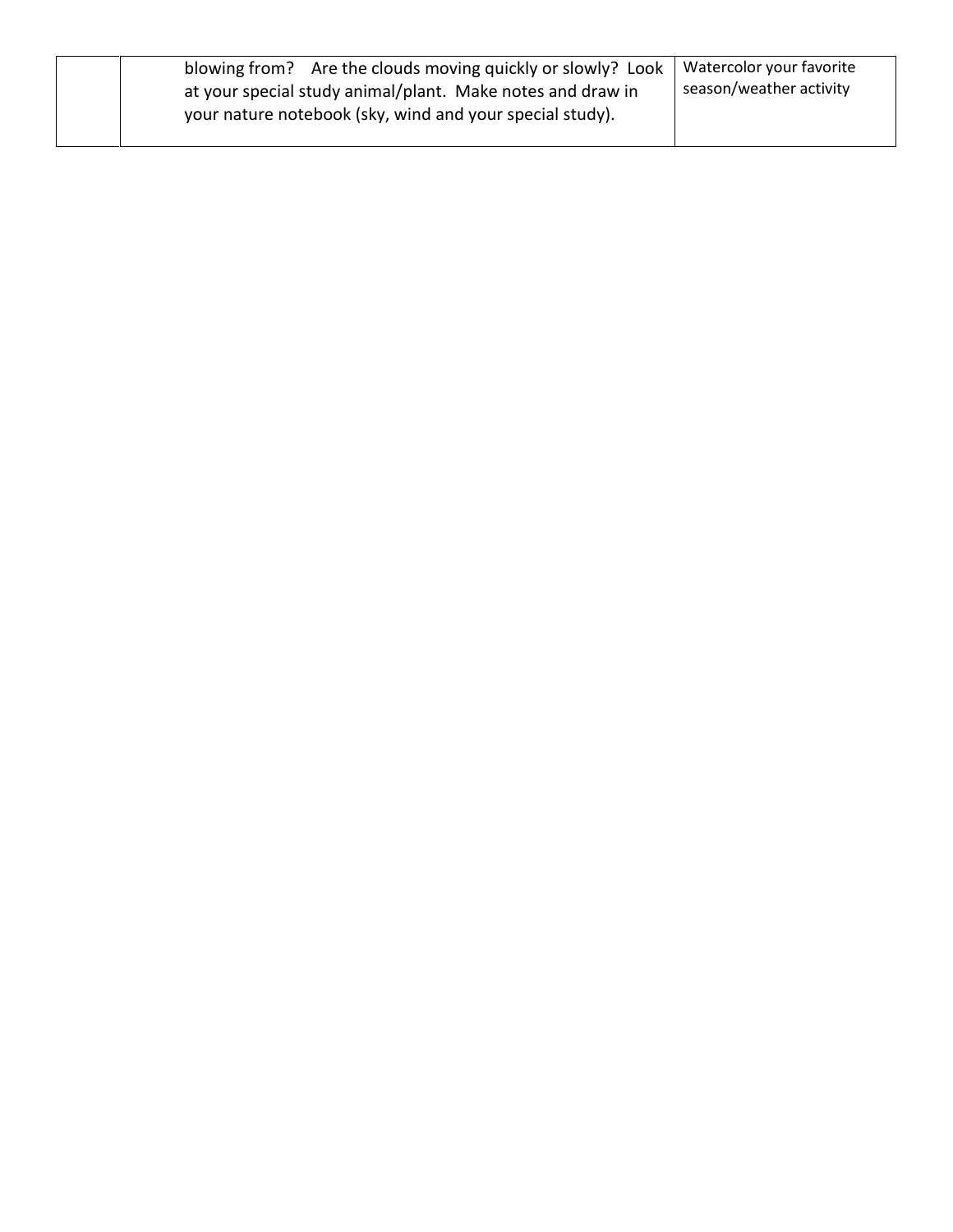| | | |
|---|---|---|
| | blowing from? Are the clouds moving quickly or slowly? Look at your special study animal/plant. Make notes and draw in your nature notebook (sky, wind and your special study). | Watercolor your favorite season/weather activity |